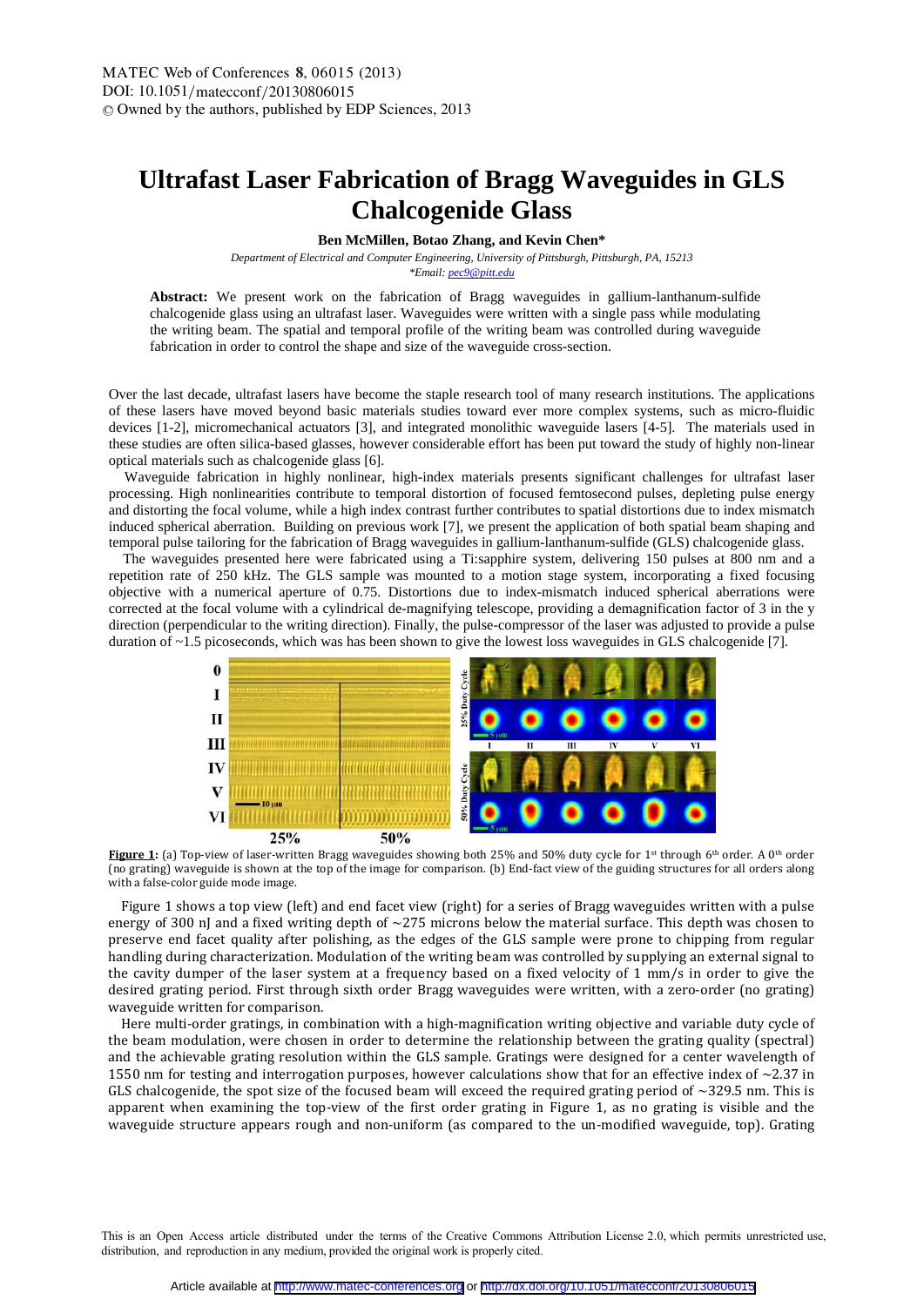# Ultrafast Laser Fabrication of Bragg Waveguides in GLS Chalcogenide Glass

**Ben McMillen, Botao Zhang, and Kevin Chen***

*Department of Electrical and Computer Engineering, University of Pittsburgh, Pittsburgh, PA, 15213*
*\*Email: pec9@pitt.edu*

**Abstract:** We present work on the fabrication of Bragg waveguides in gallium-lanthanum-sulfide chalcogenide glass using an ultrafast laser. Waveguides were written with a single pass while modulating the writing beam. The spatial and temporal profile of the writing beam was controlled during waveguide fabrication in order to control the shape and size of the waveguide cross-section.

Over the last decade, ultrafast lasers have become the staple research tool of many research institutions. The applications of these lasers have moved beyond basic materials studies toward ever more complex systems, such as micro-fluidic devices [1-2], micromechanical actuators [3], and integrated monolithic waveguide lasers [4-5]. The materials used in these studies are often silica-based glasses, however considerable effort has been put toward the study of highly non-linear optical materials such as chalcogenide glass [6].

Waveguide fabrication in highly nonlinear, high-index materials presents significant challenges for ultrafast laser processing. High nonlinearities contribute to temporal distortion of focused femtosecond pulses, depleting pulse energy and distorting the focal volume, while a high index contrast further contributes to spatial distortions due to index mismatch induced spherical aberration. Building on previous work [7], we present the application of both spatial beam shaping and temporal pulse tailoring for the fabrication of Bragg waveguides in gallium-lanthanum-sulfide (GLS) chalcogenide glass.

The waveguides presented here were fabricated using a Ti:sapphire system, delivering 150 pulses at 800 nm and a repetition rate of 250 kHz. The GLS sample was mounted to a motion stage system, incorporating a fixed focusing objective with a numerical aperture of 0.75. Distortions due to index-mismatch induced spherical aberrations were corrected at the focal volume with a cylindrical de-magnifying telescope, providing a demagnification factor of 3 in the y direction (perpendicular to the writing direction). Finally, the pulse-compressor of the laser was adjusted to provide a pulse duration of ~1.5 picoseconds, which was has been shown to give the lowest loss waveguides in GLS chalcogenide [7].

**Figure 1:** (a) Top-view of laser-written Bragg waveguides showing both 25% and 50% duty cycle for 1st through 6th order. A 0th order (no grating) waveguide is shown at the top of the image for comparison. (b) End-fact view of the guiding structures for all orders along with a false-color guide mode image.

Figure 1 shows a top view (left) and end facet view (right) for a series of Bragg waveguides written with a pulse energy of 300 nJ and a fixed writing depth of ~275 microns below the material surface. This depth was chosen to preserve end facet quality after polishing, as the edges of the GLS sample were prone to chipping from regular handling during characterization. Modulation of the writing beam was controlled by supplying an external signal to the cavity dumper of the laser system at a frequency based on a fixed velocity of 1 mm/s in order to give the desired grating period. First through sixth order Bragg waveguides were written, with a zero-order (no grating) waveguide written for comparison.

Here multi-order gratings, in combination with a high-magnification writing objective and variable duty cycle of the beam modulation, were chosen in order to determine the relationship between the grating quality (spectral) and the achievable grating resolution within the GLS sample. Gratings were designed for a center wavelength of 1550 nm for testing and interrogation purposes, however calculations show that for an effective index of ~2.37 in GLS chalcogenide, the spot size of the focused beam will exceed the required grating period of ~329.5 nm. This is apparent when examining the top-view of the first order grating in Figure 1, as no grating is visible and the waveguide structure appears rough and non-uniform (as compared to the un-modified waveguide, top). Grating

This is an Open Access article distributed under the terms of the Creative Commons Attribution License 2.0, which permits unrestricted use, distribution, and reproduction in any medium, provided the original work is properly cited.

Article available at http://www.matec-conferences.org or http://dx.doi.org/10.1051/matecconf/20130806015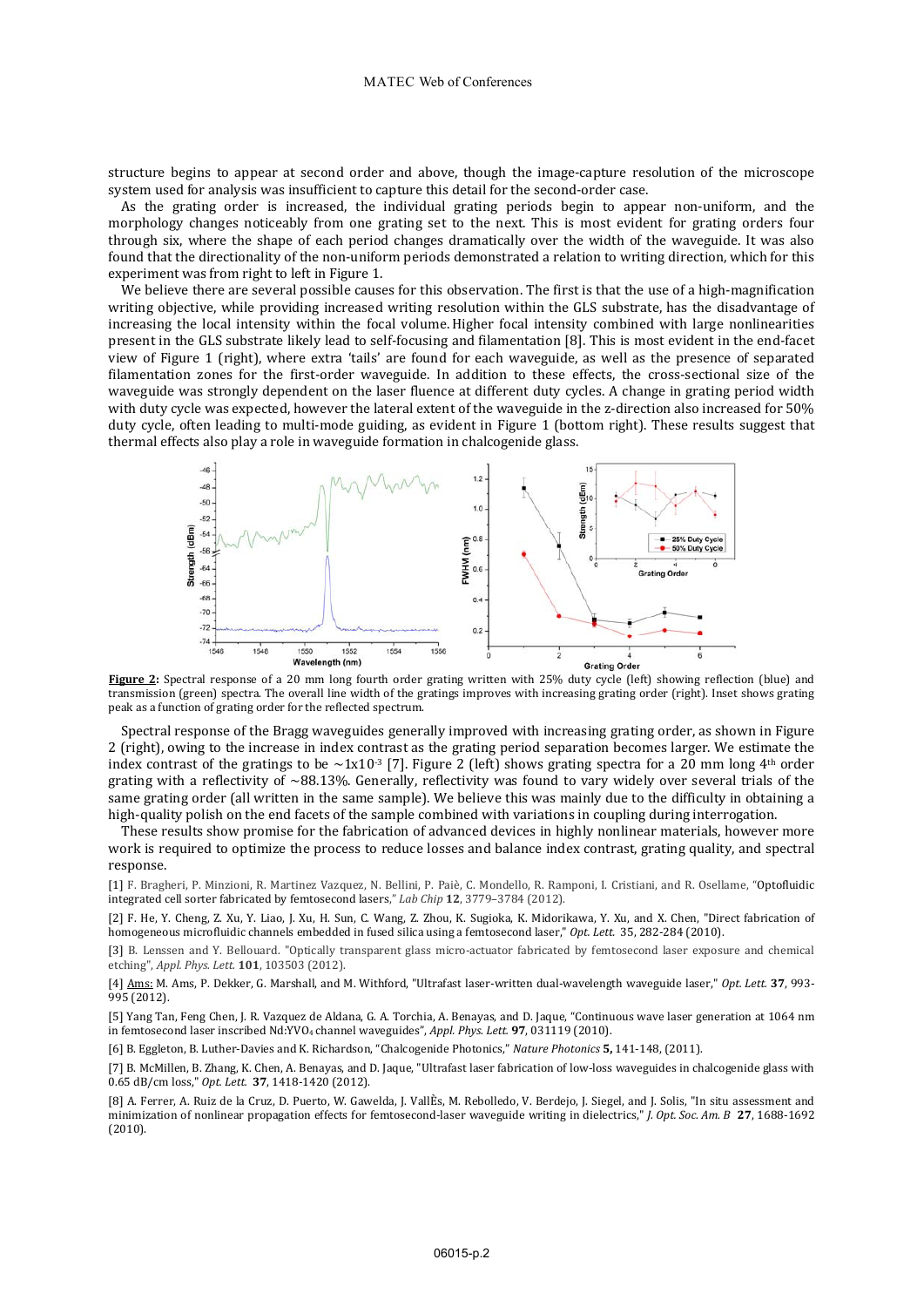structure begins to appear at second order and above, though the image-capture resolution of the microscope system used for analysis was insufficient to capture this detail for the second-order case.

As the grating order is increased, the individual grating periods begin to appear non-uniform, and the morphology changes noticeably from one grating set to the next. This is most evident for grating orders four through six, where the shape of each period changes dramatically over the width of the waveguide. It was also found that the directionality of the non-uniform periods demonstrated a relation to writing direction, which for this experiment was from right to left in Figure 1.

We believe there are several possible causes for this observation. The first is that the use of a high-magnification writing objective, while providing increased writing resolution within the GLS substrate, has the disadvantage of increasing the local intensity within the focal volume. Higher focal intensity combined with large nonlinearities present in the GLS substrate likely lead to self-focusing and filamentation [8]. This is most evident in the end-facet view of Figure 1 (right), where extra 'tails' are found for each waveguide, as well as the presence of separated filamentation zones for the first-order waveguide. In addition to these effects, the cross-sectional size of the waveguide was strongly dependent on the laser fluence at different duty cycles. A change in grating period width with duty cycle was expected, however the lateral extent of the waveguide in the z-direction also increased for 50% duty cycle, often leading to multi-mode guiding, as evident in Figure 1 (bottom right). These results suggest that thermal effects also play a role in waveguide formation in chalcogenide glass.

Strength (dBm)
Wavelength (nm)
FWHM (nm)
Grating Order
Strength (dBm)
Grating Order
25% Duty Cycle
50% Duty Cycle

**Figure 2:** Spectral response of a 20 mm long fourth order grating written with 25% duty cycle (left) showing reflection (blue) and transmission (green) spectra. The overall line width of the gratings improves with increasing grating order (right). Inset shows grating peak as a function of grating order for the reflected spectrum.

Spectral response of the Bragg waveguides generally improved with increasing grating order, as shown in Figure 2 (right), owing to the increase in index contrast as the grating period separation becomes larger. We estimate the index contrast of the gratings to be $\sim 1\text{x}10^{-3}$ [7]. Figure 2 (left) shows grating spectra for a 20 mm long 4[th] order grating with a reflectivity of ~88.13%. Generally, reflectivity was found to vary widely over several trials of the same grating order (all written in the same sample). We believe this was mainly due to the difficulty in obtaining a high-quality polish on the end facets of the sample combined with variations in coupling during interrogation.

These results show promise for the fabrication of advanced devices in highly nonlinear materials, however more work is required to optimize the process to reduce losses and balance index contrast, grating quality, and spectral response.

[1] F. Bragheri, P. Minzioni, R. Martinez Vazquez, N. Bellini, P. Paiè, C. Mondello, R. Ramponi, I. Cristiani, and R. Osellame, "Optofluidic integrated cell sorter fabricated by femtosecond lasers," *Lab Chip* **12**, 3779–3784 (2012).

[2] F. He, Y. Cheng, Z. Xu, Y. Liao, J. Xu, H. Sun, C. Wang, Z. Zhou, K. Sugioka, K. Midorikawa, Y. Xu, and X. Chen, "Direct fabrication of homogeneous microfluidic channels embedded in fused silica using a femtosecond laser," *Opt. Lett.* 35, 282-284 (2010).

[3] B. Lenssen and Y. Bellouard. "Optically transparent glass micro-actuator fabricated by femtosecond laser exposure and chemical etching", *Appl. Phys. Lett.* **101**, 103503 (2012).

[4] Ams: M. Ams, P. Dekker, G. Marshall, and M. Withford, "Ultrafast laser-written dual-wavelength waveguide laser," *Opt. Lett.* **37**, 993-995 (2012).

[5] Yang Tan, Feng Chen, J. R. Vazquez de Aldana, G. A. Torchia, A. Benayas, and D. Jaque, "Continuous wave laser generation at 1064 nm in femtosecond laser inscribed Nd:$YVO_4$ channel waveguides", *Appl. Phys. Lett.* **97**, 031119 (2010).

[6] B. Eggleton, B. Luther-Davies and K. Richardson, "Chalcogenide Photonics," *Nature Photonics* **5,** 141-148, (2011).

[7] B. McMillen, B. Zhang, K. Chen, A. Benayas, and D. Jaque, "Ultrafast laser fabrication of low-loss waveguides in chalcogenide glass with 0.65 dB/cm loss," *Opt. Lett.* **37**, 1418-1420 (2012).

[8] A. Ferrer, A. Ruiz de la Cruz, D. Puerto, W. Gawelda, J. VallÈs, M. Rebolledo, V. Berdejo, J. Siegel, and J. Solis, "In situ assessment and minimization of nonlinear propagation effects for femtosecond-laser waveguide writing in dielectrics," *J. Opt. Soc. Am. B* **27**, 1688-1692 (2010).